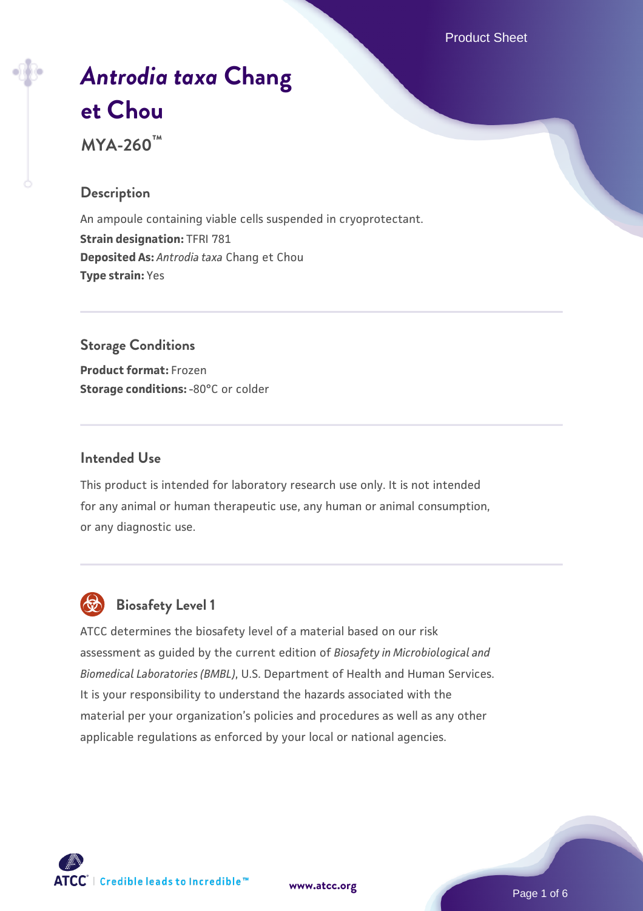# *Antrodia taxa* Chang et Chou

**MYA-260™**

## Description

An ampoule containing viable cells suspended in cryoprotectant.
**Strain designation:** TFRI 781
**Deposited As:** *Antrodia taxa* Chang et Chou
**Type strain:** Yes

## Storage Conditions

**Product format:** Frozen
**Storage conditions:** -80°C or colder

## Intended Use

This product is intended for laboratory research use only. It is not intended for any animal or human therapeutic use, any human or animal consumption, or any diagnostic use.

## Biosafety Level 1

ATCC determines the biosafety level of a material based on our risk assessment as guided by the current edition of *Biosafety in Microbiological and Biomedical Laboratories (BMBL)*, U.S. Department of Health and Human Services. It is your responsibility to understand the hazards associated with the material per your organization's policies and procedures as well as any other applicable regulations as enforced by your local or national agencies.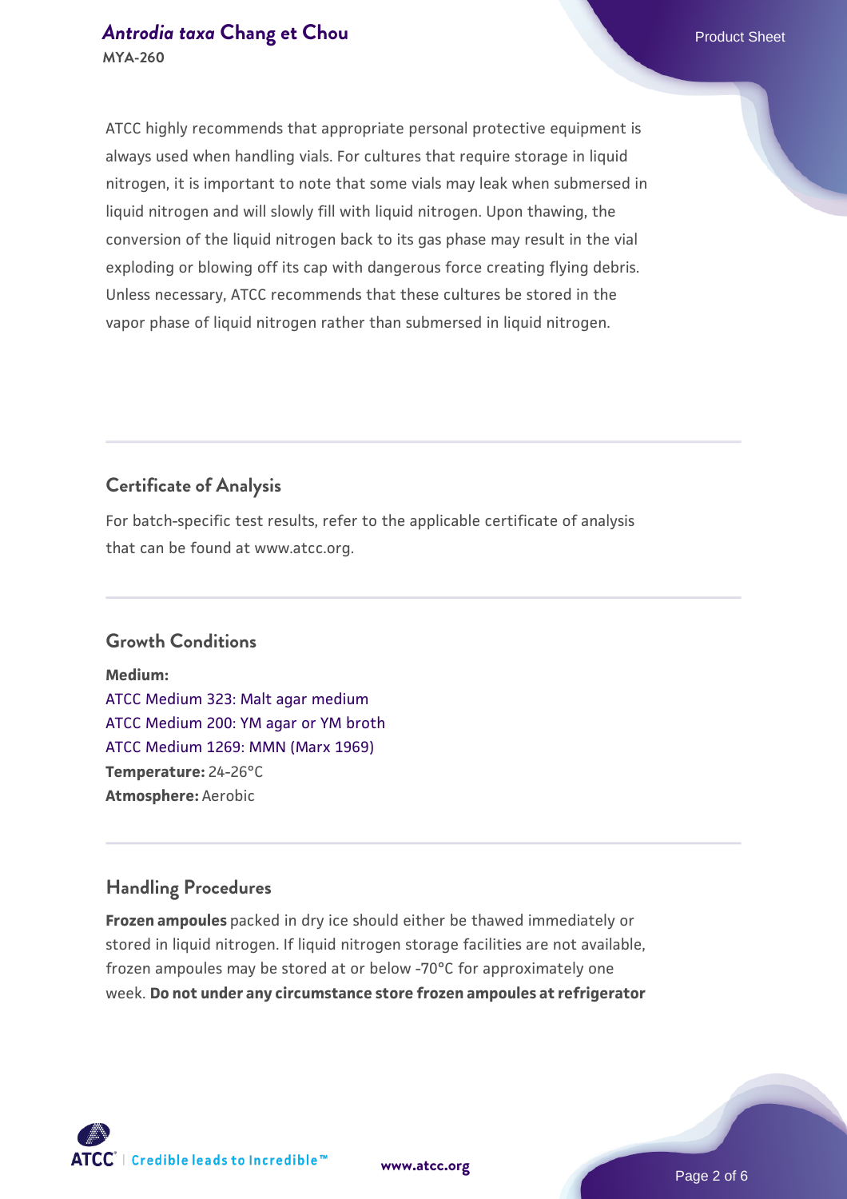ATCC highly recommends that appropriate personal protective equipment is always used when handling vials. For cultures that require storage in liquid nitrogen, it is important to note that some vials may leak when submersed in liquid nitrogen and will slowly fill with liquid nitrogen. Upon thawing, the conversion of the liquid nitrogen back to its gas phase may result in the vial exploding or blowing off its cap with dangerous force creating flying debris. Unless necessary, ATCC recommends that these cultures be stored in the vapor phase of liquid nitrogen rather than submersed in liquid nitrogen.

## Certificate of Analysis

For batch-specific test results, refer to the applicable certificate of analysis that can be found at www.atcc.org.

## Growth Conditions

**Medium:**
ATCC Medium 323: Malt agar medium
ATCC Medium 200: YM agar or YM broth
ATCC Medium 1269: MMN (Marx 1969)
**Temperature:** 24-26°C
**Atmosphere:** Aerobic

## Handling Procedures

**Frozen ampoules** packed in dry ice should either be thawed immediately or stored in liquid nitrogen. If liquid nitrogen storage facilities are not available, frozen ampoules may be stored at or below -70°C for approximately one week. **Do not under any circumstance store frozen ampoules at refrigerator**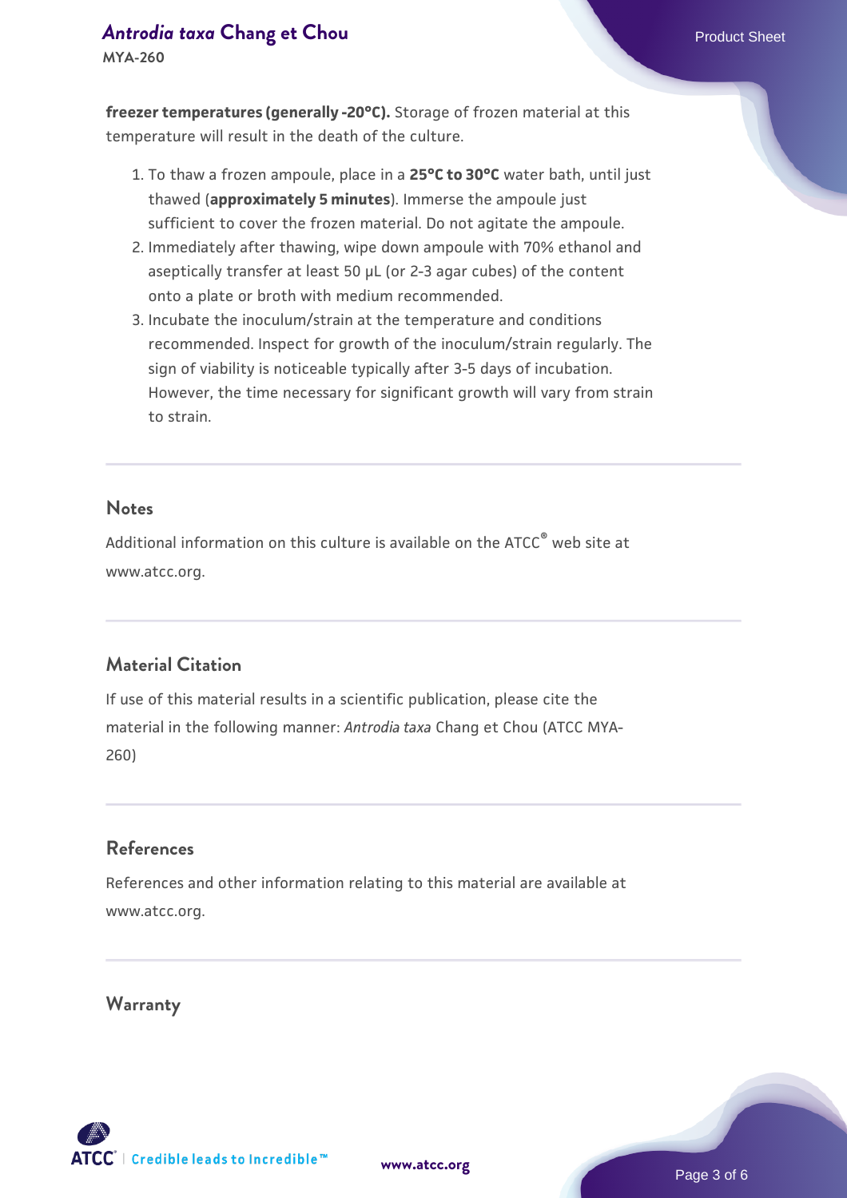**freezer temperatures (generally -20°C).** Storage of frozen material at this temperature will result in the death of the culture.

1. To thaw a frozen ampoule, place in a **25°C to 30°C** water bath, until just thawed (**approximately 5 minutes**). Immerse the ampoule just sufficient to cover the frozen material. Do not agitate the ampoule.
2. Immediately after thawing, wipe down ampoule with 70% ethanol and aseptically transfer at least 50 µL (or 2-3 agar cubes) of the content onto a plate or broth with medium recommended.
3. Incubate the inoculum/strain at the temperature and conditions recommended. Inspect for growth of the inoculum/strain regularly. The sign of viability is noticeable typically after 3-5 days of incubation. However, the time necessary for significant growth will vary from strain to strain.

## Notes

Additional information on this culture is available on the ATCC® web site at www.atcc.org.

## Material Citation

If use of this material results in a scientific publication, please cite the material in the following manner: *Antrodia taxa* Chang et Chou (ATCC MYA-260)

## References

References and other information relating to this material are available at www.atcc.org.

## Warranty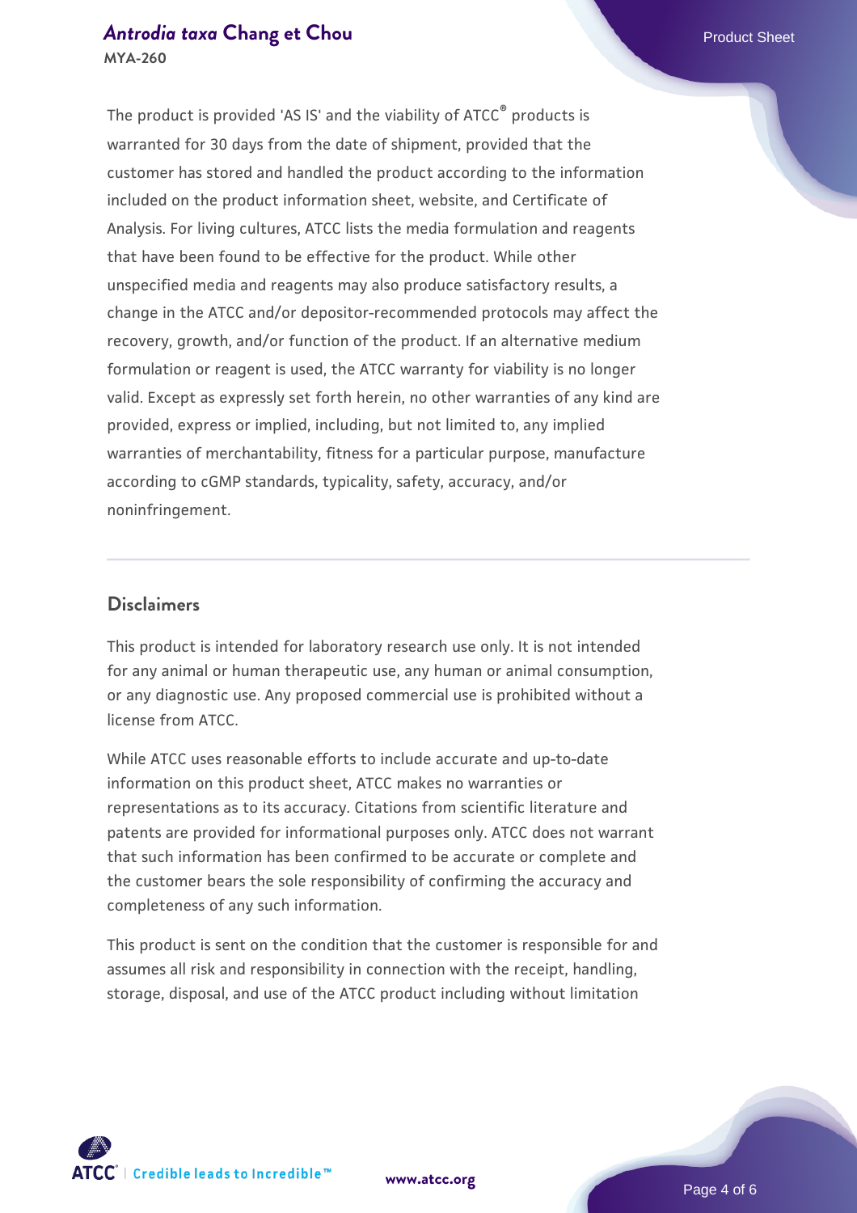The product is provided 'AS IS' and the viability of ATCC® products is warranted for 30 days from the date of shipment, provided that the customer has stored and handled the product according to the information included on the product information sheet, website, and Certificate of Analysis. For living cultures, ATCC lists the media formulation and reagents that have been found to be effective for the product. While other unspecified media and reagents may also produce satisfactory results, a change in the ATCC and/or depositor-recommended protocols may affect the recovery, growth, and/or function of the product. If an alternative medium formulation or reagent is used, the ATCC warranty for viability is no longer valid. Except as expressly set forth herein, no other warranties of any kind are provided, express or implied, including, but not limited to, any implied warranties of merchantability, fitness for a particular purpose, manufacture according to cGMP standards, typicality, safety, accuracy, and/or noninfringement.

## Disclaimers

This product is intended for laboratory research use only. It is not intended for any animal or human therapeutic use, any human or animal consumption, or any diagnostic use. Any proposed commercial use is prohibited without a license from ATCC.

While ATCC uses reasonable efforts to include accurate and up-to-date information on this product sheet, ATCC makes no warranties or representations as to its accuracy. Citations from scientific literature and patents are provided for informational purposes only. ATCC does not warrant that such information has been confirmed to be accurate or complete and the customer bears the sole responsibility of confirming the accuracy and completeness of any such information.

This product is sent on the condition that the customer is responsible for and assumes all risk and responsibility in connection with the receipt, handling, storage, disposal, and use of the ATCC product including without limitation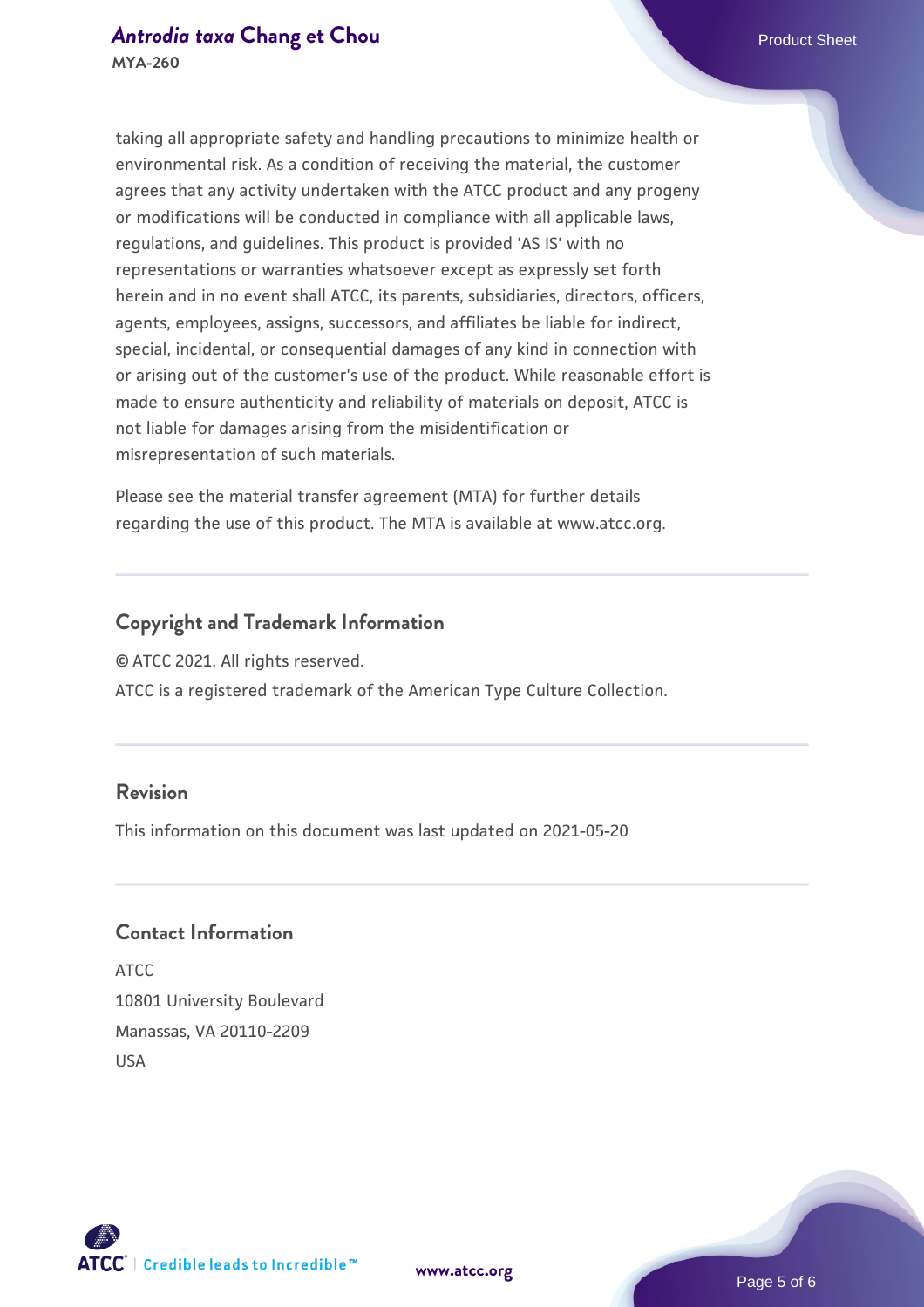taking all appropriate safety and handling precautions to minimize health or environmental risk. As a condition of receiving the material, the customer agrees that any activity undertaken with the ATCC product and any progeny or modifications will be conducted in compliance with all applicable laws, regulations, and guidelines. This product is provided 'AS IS' with no representations or warranties whatsoever except as expressly set forth herein and in no event shall ATCC, its parents, subsidiaries, directors, officers, agents, employees, assigns, successors, and affiliates be liable for indirect, special, incidental, or consequential damages of any kind in connection with or arising out of the customer's use of the product. While reasonable effort is made to ensure authenticity and reliability of materials on deposit, ATCC is not liable for damages arising from the misidentification or misrepresentation of such materials.

Please see the material transfer agreement (MTA) for further details regarding the use of this product. The MTA is available at www.atcc.org.

## Copyright and Trademark Information

© ATCC 2021. All rights reserved.

ATCC is a registered trademark of the American Type Culture Collection.

## Revision

This information on this document was last updated on 2021-05-20

## Contact Information

ATCC
10801 University Boulevard
Manassas, VA 20110-2209
USA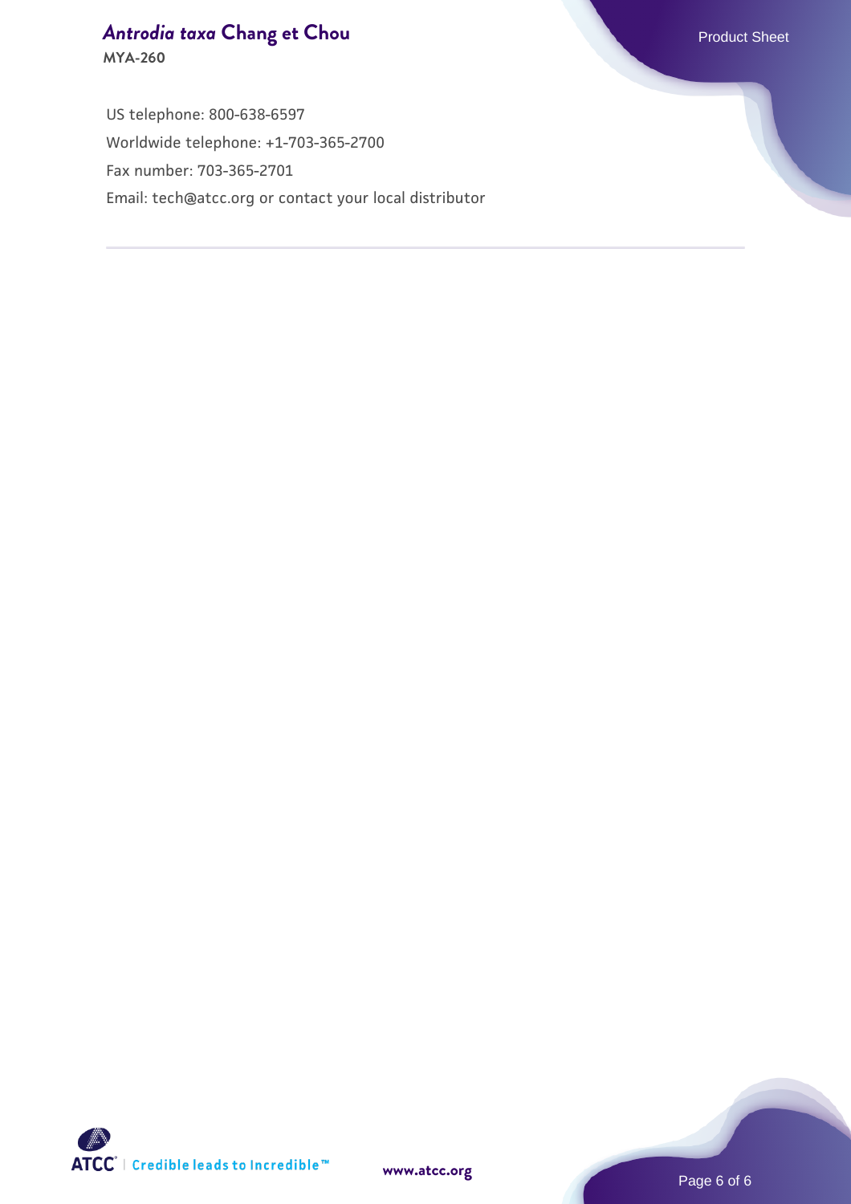US telephone: 800-638-6597

Worldwide telephone: +1-703-365-2700

Fax number: 703-365-2701

Email: tech@atcc.org or contact your local distributor